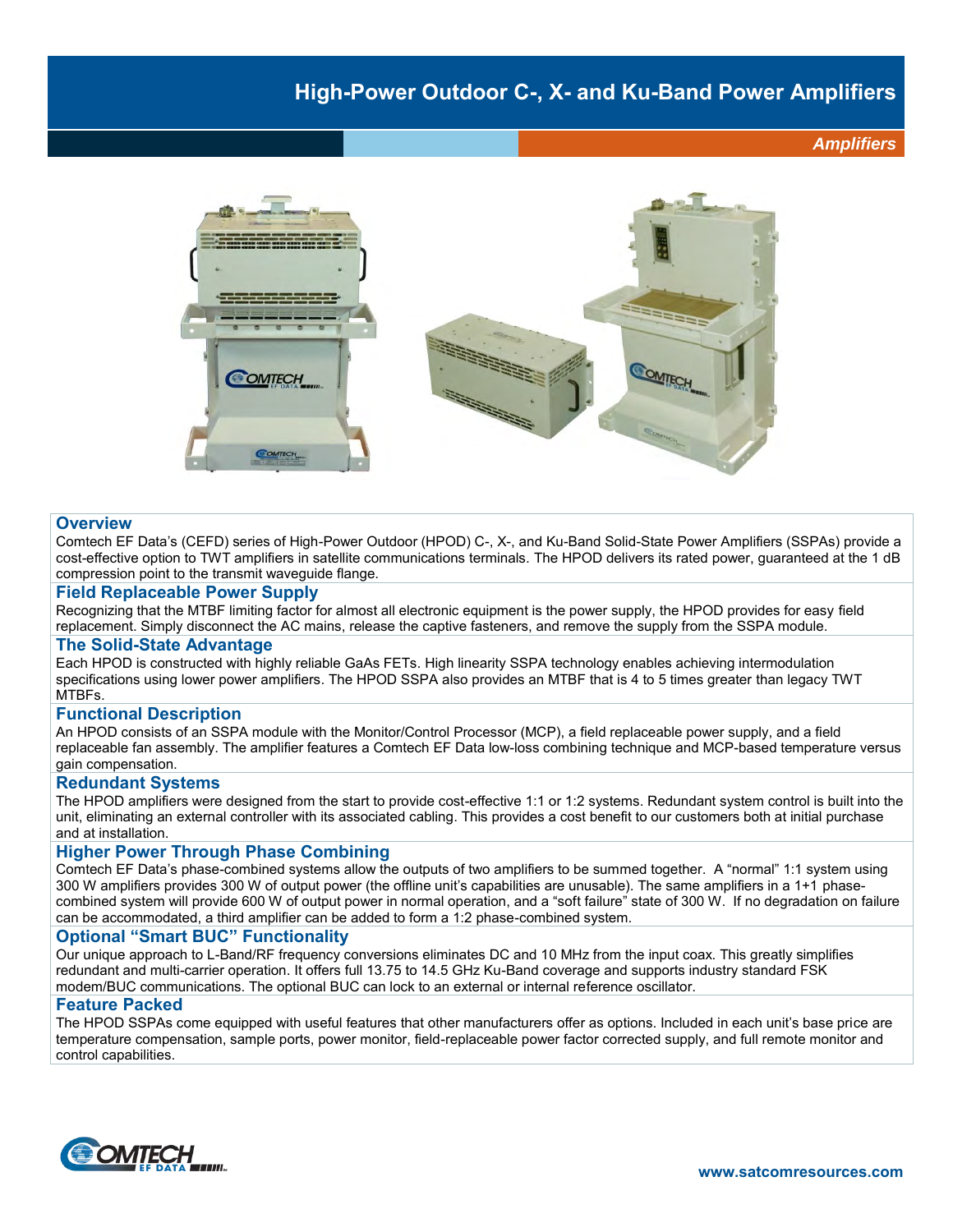# High-Power Outdoor C-, X- and Ku-Band Power Amplifiers

*Amplifiers*

## Overview

Comtech EF Data's (CEFD) series of High-Power Outdoor (HPOD) C-, X-, and Ku-Band Solid-State Power Amplifiers (SSPAs) provide a cost-effective option to TWT amplifiers in satellite communications terminals. The HPOD delivers its rated power, guaranteed at the 1 dB compression point to the transmit waveguide flange.

## Field Replaceable Power Supply

Recognizing that the MTBF limiting factor for almost all electronic equipment is the power supply, the HPOD provides for easy field replacement. Simply disconnect the AC mains, release the captive fasteners, and remove the supply from the SSPA module.

## The Solid-State Advantage

Each HPOD is constructed with highly reliable GaAs FETs. High linearity SSPA technology enables achieving intermodulation specifications using lower power amplifiers. The HPOD SSPA also provides an MTBF that is 4 to 5 times greater than legacy TWT MTBFs.

## Functional Description

An HPOD consists of an SSPA module with the Monitor/Control Processor (MCP), a field replaceable power supply, and a field replaceable fan assembly. The amplifier features a Comtech EF Data low-loss combining technique and MCP-based temperature versus gain compensation.

## Redundant Systems

The HPOD amplifiers were designed from the start to provide cost-effective 1:1 or 1:2 systems. Redundant system control is built into the unit, eliminating an external controller with its associated cabling. This provides a cost benefit to our customers both at initial purchase and at installation.

## Higher Power Through Phase Combining

Comtech EF Data's phase-combined systems allow the outputs of two amplifiers to be summed together. A "normal" 1:1 system using 300 W amplifiers provides 300 W of output power (the offline unit's capabilities are unusable). The same amplifiers in a 1+1 phase-combined system will provide 600 W of output power in normal operation, and a "soft failure" state of 300 W. If no degradation on failure can be accommodated, a third amplifier can be added to form a 1:2 phase-combined system.

## Optional "Smart BUC" Functionality

Our unique approach to L-Band/RF frequency conversions eliminates DC and 10 MHz from the input coax. This greatly simplifies redundant and multi-carrier operation. It offers full 13.75 to 14.5 GHz Ku-Band coverage and supports industry standard FSK modem/BUC communications. The optional BUC can lock to an external or internal reference oscillator.

## Feature Packed

The HPOD SSPAs come equipped with useful features that other manufacturers offer as options. Included in each unit's base price are temperature compensation, sample ports, power monitor, field-replaceable power factor corrected supply, and full remote monitor and control capabilities.

www.satcomresources.com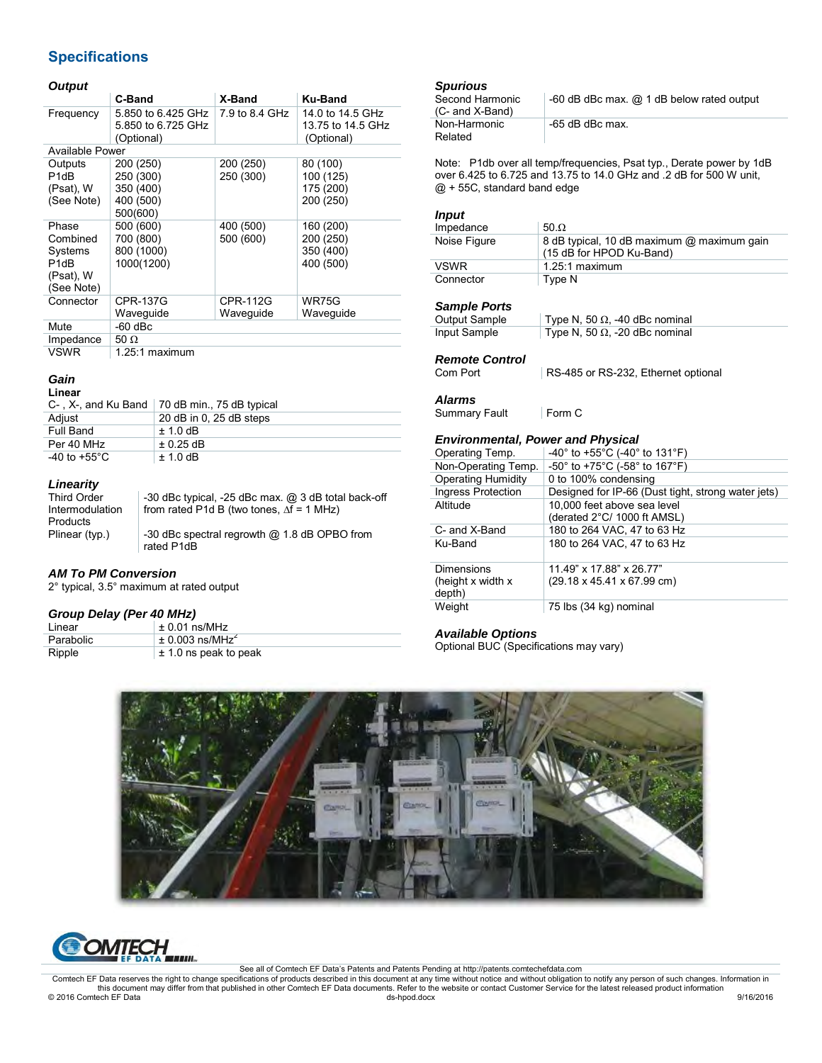## Specifications

### Output

| | C-Band | X-Band | Ku-Band |
|---|---|---|---|
| Frequency | 5.850 to 6.425 GHz<br>5.850 to 6.725 GHz (Optional) | 7.9 to 8.4 GHz | 14.0 to 14.5 GHz<br>13.75 to 14.5 GHz (Optional) |
| Available Power | | | |
| Outputs P1dB (Psat), W (See Note) | 200 (250)<br>250 (300)<br>350 (400)<br>400 (500)<br>500(600) | 200 (250)<br>250 (300) | 80 (100)<br>100 (125)<br>175 (200)<br>200 (250) |
| Phase Combined Systems P1dB (Psat), W (See Note) | 500 (600)<br>700 (800)<br>800 (1000)<br>1000(1200) | 400 (500)<br>500 (600) | 160 (200)<br>200 (250)<br>350 (400)<br>400 (500) |
| Connector | CPR-137G Waveguide | CPR-112G Waveguide | WR75G Waveguide |
| Mute | -60 dBc | | |
| Impedance | 50 Ω | | |
| VSWR | 1.25:1 maximum | | |

### Gain

**Linear**

| | |
|---|---|
| C- , X-, and Ku Band | 70 dB min., 75 dB typical |
| Adjust | 20 dB in 0, 25 dB steps |
| Full Band | ± 1.0 dB |
| Per 40 MHz | ± 0.25 dB |
| -40 to +55°C | ± 1.0 dB |

### Linearity

| | |
|---|---|
| Third Order Intermodulation Products | -30 dBc typical, -25 dBc max. @ 3 dB total back-off from rated P1d B (two tones, Δf = 1 MHz) |
| Plinear (typ.) | -30 dBc spectral regrowth @ 1.8 dB OPBO from rated P1dB |

### AM To PM Conversion

2° typical, 3.5° maximum at rated output

### Group Delay (Per 40 MHz)

| | |
|---|---|
| Linear | ± 0.01 ns/MHz |
| Parabolic | ± 0.003 ns/MHz$^2$ |
| Ripple | ± 1.0 ns peak to peak |

### Spurious

| | |
|---|---|
| Second Harmonic (C- and X-Band) | -60 dB dBc max. @ 1 dB below rated output |
| Non-Harmonic Related | -65 dB dBc max. |

Note: P1db over all temp/frequencies, Psat typ., Derate power by 1dB over 6.425 to 6.725 and 13.75 to 14.0 GHz and .2 dB for 500 W unit, @ + 55C, standard band edge

### Input

| | |
|---|---|
| Impedance | 50.Ω |
| Noise Figure | 8 dB typical, 10 dB maximum @ maximum gain (15 dB for HPOD Ku-Band) |
| VSWR | 1.25:1 maximum |
| Connector | Type N |

### Sample Ports

| | |
|---|---|
| Output Sample | Type N, 50 Ω, -40 dBc nominal |
| Input Sample | Type N, 50 Ω, -20 dBc nominal |

### Remote Control

| | |
|---|---|
| Com Port | RS-485 or RS-232, Ethernet optional |

### Alarms

| | |
|---|---|
| Summary Fault | Form C |

### Environmental, Power and Physical

| | |
|---|---|
| Operating Temp. | -40° to +55°C (-40° to 131°F) |
| Non-Operating Temp. | -50° to +75°C (-58° to 167°F) |
| Operating Humidity | 0 to 100% condensing |
| Ingress Protection | Designed for IP-66 (Dust tight, strong water jets) |
| Altitude | 10,000 feet above sea level (derated 2°C/ 1000 ft AMSL) |
| C- and X-Band | 180 to 264 VAC, 47 to 63 Hz |
| Ku-Band | 180 to 264 VAC, 47 to 63 Hz |
| Dimensions (height x width x depth) | 11.49" x 17.88" x 26.77" (29.18 x 45.41 x 67.99 cm) |
| Weight | 75 lbs (34 kg) nominal |

### Available Options

Optional BUC (Specifications may vary)

See all of Comtech EF Data's Patents and Patents Pending at http://patents.comtechefdata.com

Comtech EF Data reserves the right to change specifications of products described in this document at any time without notice and without obligation to notify any person of such changes. Information in this document may differ from that published in other Comtech EF Data documents. Refer to the website or contact Customer Service for the latest released product information

© 2016 Comtech EF Data ds-hpod.docx 9/16/2016